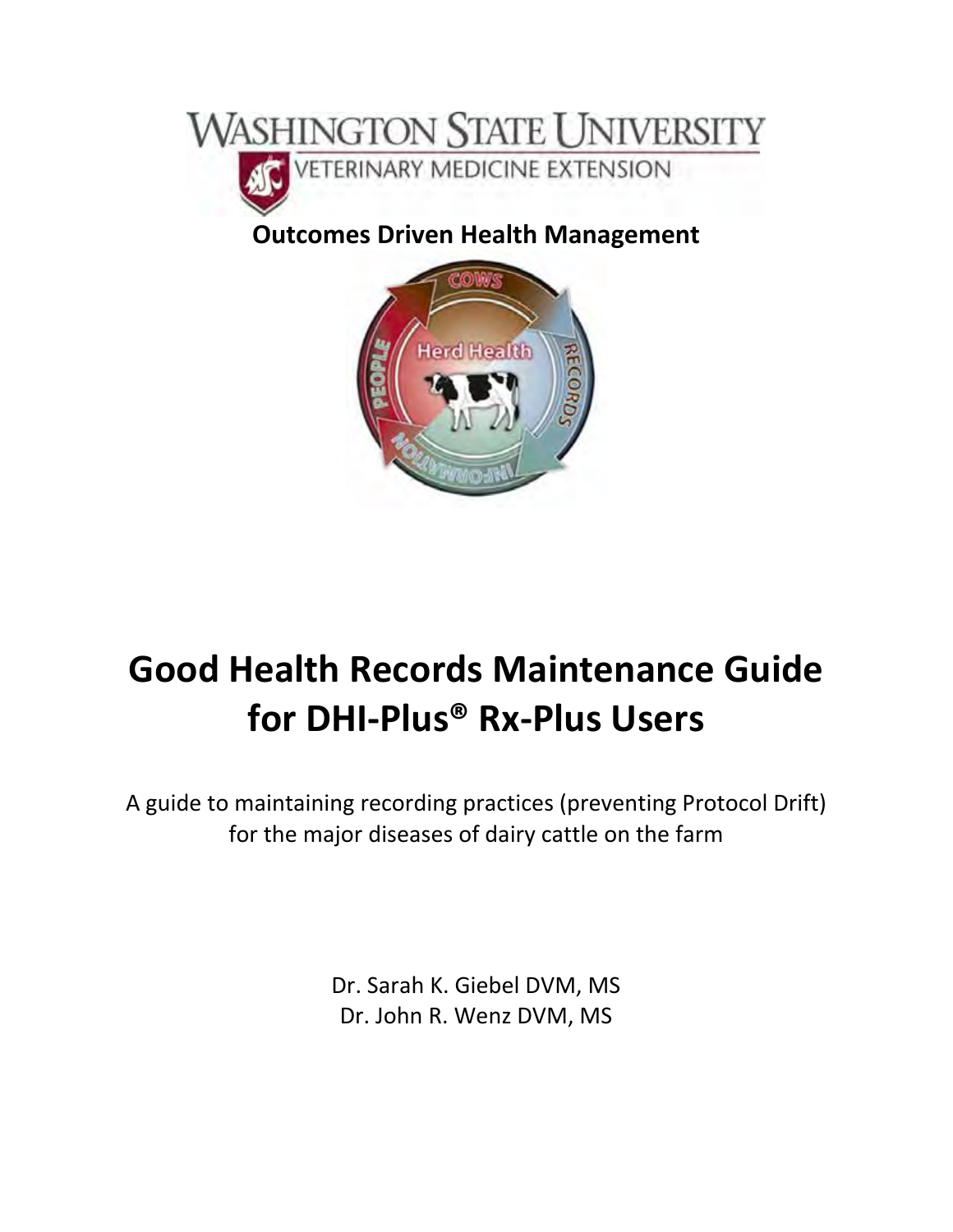WASHINGTON STATE UNIVERSITY
VETERINARY MEDICINE EXTENSION

**Outcomes Driven Health Management**

# Good Health Records Maintenance Guide for DHI-Plus® Rx-Plus Users

A guide to maintaining recording practices (preventing Protocol Drift) for the major diseases of dairy cattle on the farm

Dr. Sarah K. Giebel DVM, MS
Dr. John R. Wenz DVM, MS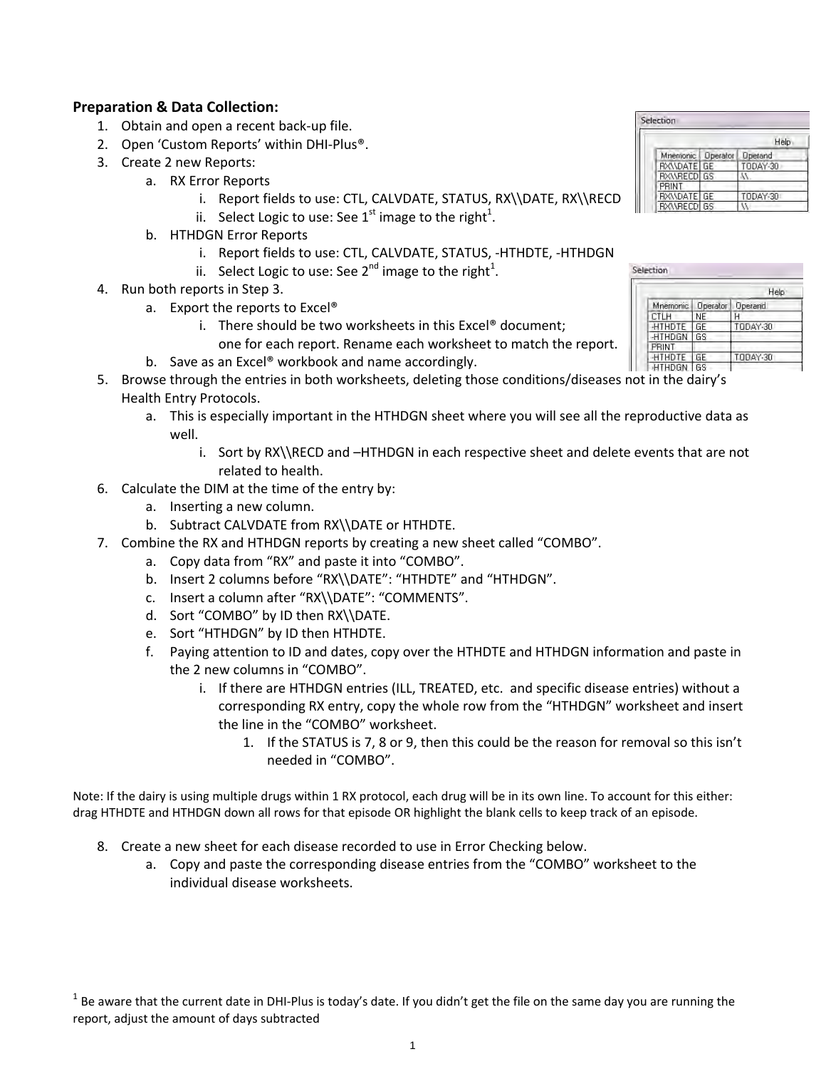**Preparation & Data Collection:**

1. Obtain and open a recent back-up file.
2. Open 'Custom Reports' within DHI-Plus®.
3. Create 2 new Reports:
   a. RX Error Reports
      i. Report fields to use: CTL, CALVDATE, STATUS, RX\\DATE, RX\\RECD
      ii. Select Logic to use: See 1st image to the right[1].
   b. HTHDGN Error Reports
      i. Report fields to use: CTL, CALVDATE, STATUS, -HTHDTE, -HTHDGN
      ii. Select Logic to use: See 2nd image to the right[1].
4. Run both reports in Step 3.
   a. Export the reports to Excel®
      i. There should be two worksheets in this Excel® document; one for each report. Rename each worksheet to match the report.
   b. Save as an Excel® workbook and name accordingly.
5. Browse through the entries in both worksheets, deleting those conditions/diseases not in the dairy's Health Entry Protocols.
   a. This is especially important in the HTHDGN sheet where you will see all the reproductive data as well.
      i. Sort by RX\\RECD and –HTHDGN in each respective sheet and delete events that are not related to health.
6. Calculate the DIM at the time of the entry by:
   a. Inserting a new column.
   b. Subtract CALVDATE from RX\\DATE or HTHDTE.
7. Combine the RX and HTHDGN reports by creating a new sheet called "COMBO".
   a. Copy data from "RX" and paste it into "COMBO".
   b. Insert 2 columns before "RX\\DATE": "HTHDTE" and "HTHDGN".
   c. Insert a column after "RX\\DATE": "COMMENTS".
   d. Sort "COMBO" by ID then RX\\DATE.
   e. Sort "HTHDGN" by ID then HTHDTE.
   f. Paying attention to ID and dates, copy over the HTHDTE and HTHDGN information and paste in the 2 new columns in "COMBO".
      i. If there are HTHDGN entries (ILL, TREATED, etc. and specific disease entries) without a corresponding RX entry, copy the whole row from the "HTHDGN" worksheet and insert the line in the "COMBO" worksheet.
         1. If the STATUS is 7, 8 or 9, then this could be the reason for removal so this isn't needed in "COMBO".

| Mnemonic | Operator | Operand |
|---|---|---|
| RX\\DATE | GE | TODAY-30 |
| RX\\RECD | GS | \\ |
| PRINT | | |
| RX\\DATE | GE | TODAY-30 |
| RX\\RECD | GS | \\ |

| Mnemonic | Operator | Operand |
|---|---|---|
| CTLH | NE | H |
| -HTHDTE | GE | TODAY-30 |
| -HTHDGN | GS | |
| PRINT | | |
| -HTHDTE | GE | TODAY-30 |
| -HTHDGN | GS | |

Note: If the dairy is using multiple drugs within 1 RX protocol, each drug will be in its own line. To account for this either: drag HTHDTE and HTHDGN down all rows for that episode OR highlight the blank cells to keep track of an episode.

8. Create a new sheet for each disease recorded to use in Error Checking below.
   a. Copy and paste the corresponding disease entries from the "COMBO" worksheet to the individual disease worksheets.

[1] Be aware that the current date in DHI-Plus is today's date. If you didn't get the file on the same day you are running the report, adjust the amount of days subtracted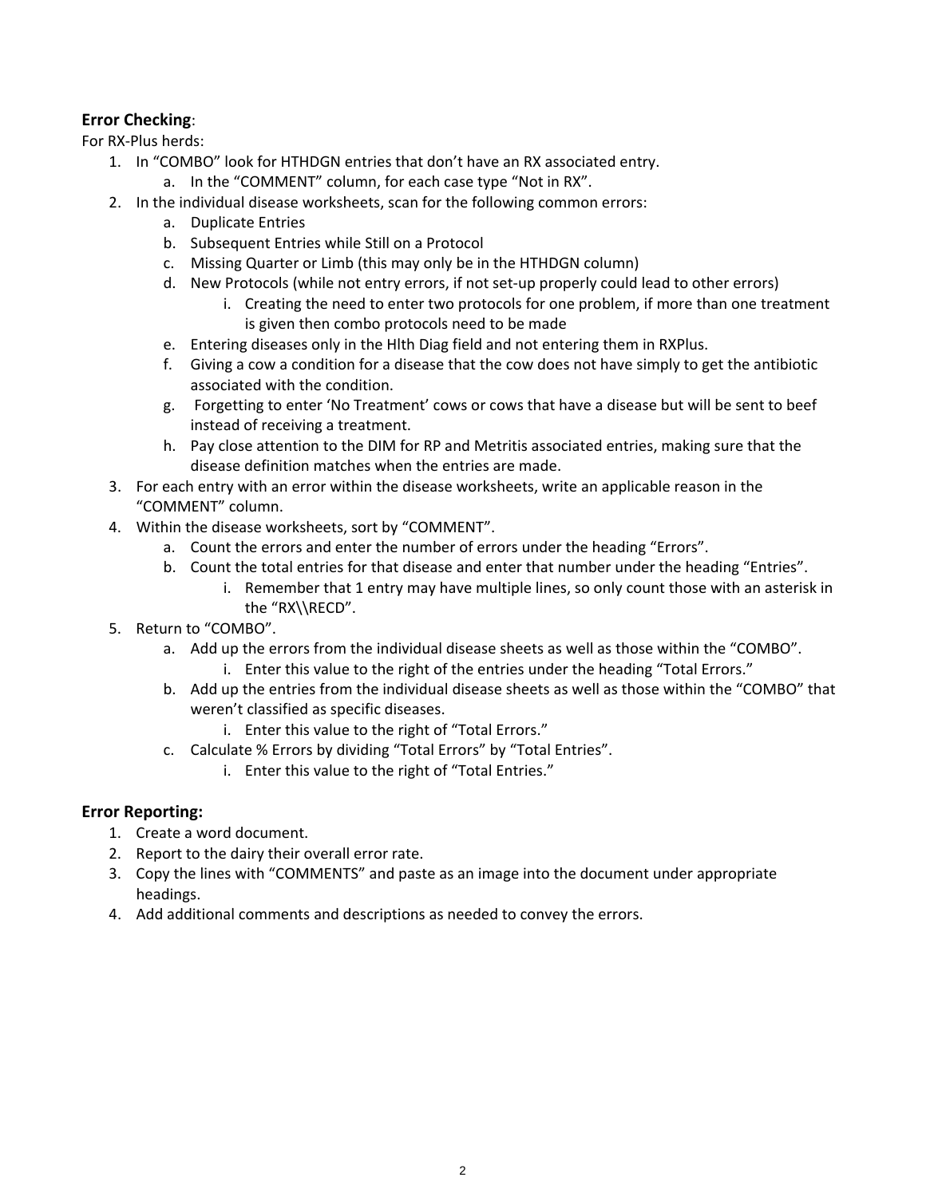**Error Checking**:

For RX-Plus herds:

1. In “COMBO” look for HTHDGN entries that don’t have an RX associated entry.
    a. In the “COMMENT” column, for each case type “Not in RX”.
2. In the individual disease worksheets, scan for the following common errors:
    a. Duplicate Entries
    b. Subsequent Entries while Still on a Protocol
    c. Missing Quarter or Limb (this may only be in the HTHDGN column)
    d. New Protocols (while not entry errors, if not set-up properly could lead to other errors)
        i. Creating the need to enter two protocols for one problem, if more than one treatment is given then combo protocols need to be made
    e. Entering diseases only in the Hlth Diag field and not entering them in RXPlus.
    f. Giving a cow a condition for a disease that the cow does not have simply to get the antibiotic associated with the condition.
    g. Forgetting to enter ‘No Treatment’ cows or cows that have a disease but will be sent to beef instead of receiving a treatment.
    h. Pay close attention to the DIM for RP and Metritis associated entries, making sure that the disease definition matches when the entries are made.
3. For each entry with an error within the disease worksheets, write an applicable reason in the “COMMENT” column.
4. Within the disease worksheets, sort by “COMMENT”.
    a. Count the errors and enter the number of errors under the heading “Errors”.
    b. Count the total entries for that disease and enter that number under the heading “Entries”.
        i. Remember that 1 entry may have multiple lines, so only count those with an asterisk in the “RX\\RECD”.
5. Return to “COMBO”.
    a. Add up the errors from the individual disease sheets as well as those within the “COMBO”.
        i. Enter this value to the right of the entries under the heading “Total Errors.”
    b. Add up the entries from the individual disease sheets as well as those within the “COMBO” that weren’t classified as specific diseases.
        i. Enter this value to the right of “Total Errors.”
    c. Calculate % Errors by dividing “Total Errors” by “Total Entries”.
        i. Enter this value to the right of “Total Entries.”

**Error Reporting:**

1. Create a word document.
2. Report to the dairy their overall error rate.
3. Copy the lines with “COMMENTS” and paste as an image into the document under appropriate headings.
4. Add additional comments and descriptions as needed to convey the errors.